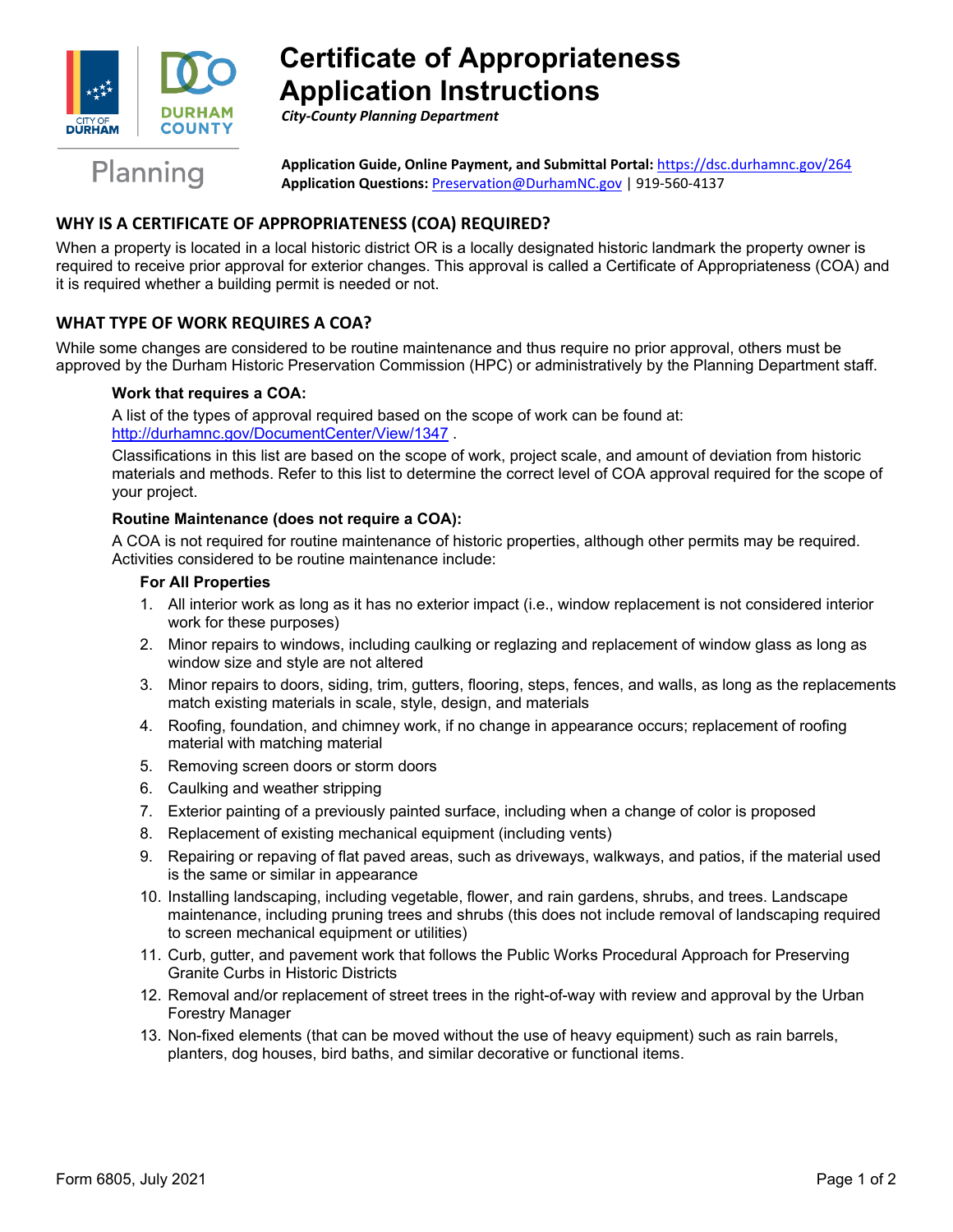# Certificate of Appropriateness Application Instructions

*City-County Planning Department*

**Application Guide, Online Payment, and Submittal Portal:** https://dsc.durhamnc.gov/264
**Application Questions:** Preservation@DurhamNC.gov | 919-560-4137

## WHY IS A CERTIFICATE OF APPROPRIATENESS (COA) REQUIRED?

When a property is located in a local historic district OR is a locally designated historic landmark the property owner is required to receive prior approval for exterior changes. This approval is called a Certificate of Appropriateness (COA) and it is required whether a building permit is needed or not.

## WHAT TYPE OF WORK REQUIRES A COA?

While some changes are considered to be routine maintenance and thus require no prior approval, others must be approved by the Durham Historic Preservation Commission (HPC) or administratively by the Planning Department staff.

### Work that requires a COA:

A list of the types of approval required based on the scope of work can be found at: http://durhamnc.gov/DocumentCenter/View/1347 .

Classifications in this list are based on the scope of work, project scale, and amount of deviation from historic materials and methods. Refer to this list to determine the correct level of COA approval required for the scope of your project.

### Routine Maintenance (does not require a COA):

A COA is not required for routine maintenance of historic properties, although other permits may be required. Activities considered to be routine maintenance include:

**For All Properties**

1. All interior work as long as it has no exterior impact (i.e., window replacement is not considered interior work for these purposes)
2. Minor repairs to windows, including caulking or reglazing and replacement of window glass as long as window size and style are not altered
3. Minor repairs to doors, siding, trim, gutters, flooring, steps, fences, and walls, as long as the replacements match existing materials in scale, style, design, and materials
4. Roofing, foundation, and chimney work, if no change in appearance occurs; replacement of roofing material with matching material
5. Removing screen doors or storm doors
6. Caulking and weather stripping
7. Exterior painting of a previously painted surface, including when a change of color is proposed
8. Replacement of existing mechanical equipment (including vents)
9. Repairing or repaving of flat paved areas, such as driveways, walkways, and patios, if the material used is the same or similar in appearance
10. Installing landscaping, including vegetable, flower, and rain gardens, shrubs, and trees. Landscape maintenance, including pruning trees and shrubs (this does not include removal of landscaping required to screen mechanical equipment or utilities)
11. Curb, gutter, and pavement work that follows the Public Works Procedural Approach for Preserving Granite Curbs in Historic Districts
12. Removal and/or replacement of street trees in the right-of-way with review and approval by the Urban Forestry Manager
13. Non-fixed elements (that can be moved without the use of heavy equipment) such as rain barrels, planters, dog houses, bird baths, and similar decorative or functional items.

Form 6805, July 2021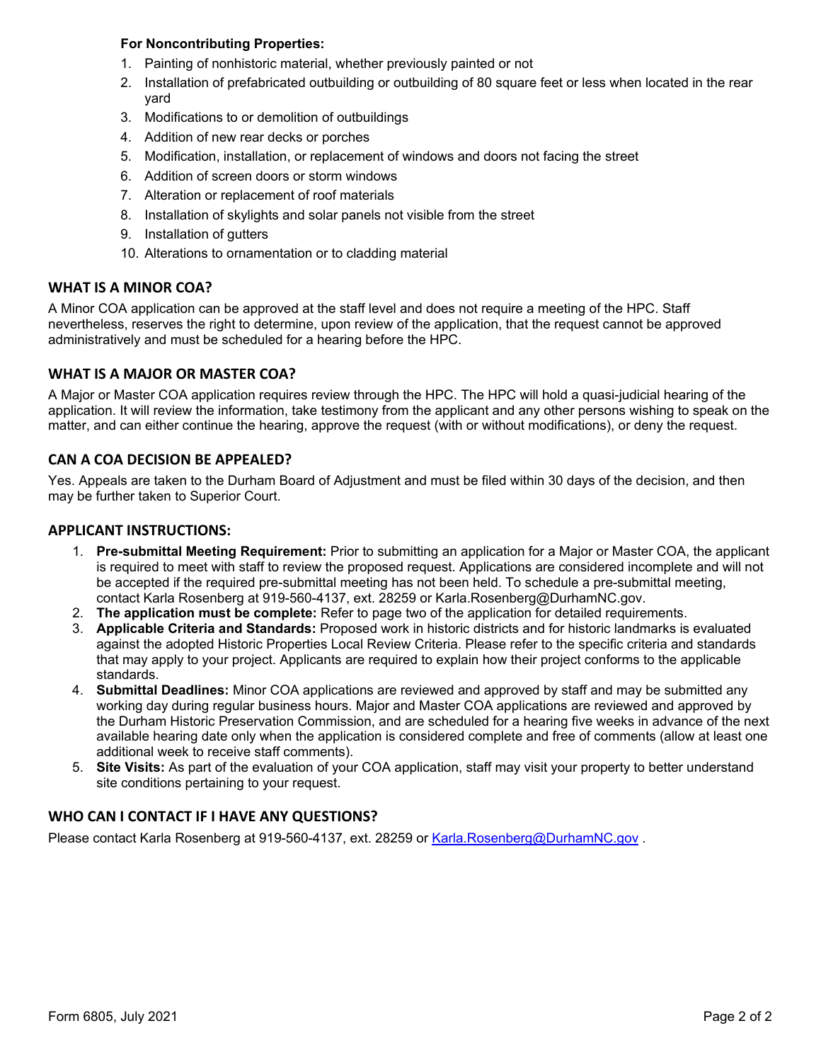**For Noncontributing Properties:**

1. Painting of nonhistoric material, whether previously painted or not
2. Installation of prefabricated outbuilding or outbuilding of 80 square feet or less when located in the rear yard
3. Modifications to or demolition of outbuildings
4. Addition of new rear decks or porches
5. Modification, installation, or replacement of windows and doors not facing the street
6. Addition of screen doors or storm windows
7. Alteration or replacement of roof materials
8. Installation of skylights and solar panels not visible from the street
9. Installation of gutters
10. Alterations to ornamentation or to cladding material

## WHAT IS A MINOR COA?

A Minor COA application can be approved at the staff level and does not require a meeting of the HPC. Staff nevertheless, reserves the right to determine, upon review of the application, that the request cannot be approved administratively and must be scheduled for a hearing before the HPC.

## WHAT IS A MAJOR OR MASTER COA?

A Major or Master COA application requires review through the HPC. The HPC will hold a quasi-judicial hearing of the application. It will review the information, take testimony from the applicant and any other persons wishing to speak on the matter, and can either continue the hearing, approve the request (with or without modifications), or deny the request.

## CAN A COA DECISION BE APPEALED?

Yes. Appeals are taken to the Durham Board of Adjustment and must be filed within 30 days of the decision, and then may be further taken to Superior Court.

## APPLICANT INSTRUCTIONS:

1. **Pre-submittal Meeting Requirement:** Prior to submitting an application for a Major or Master COA, the applicant is required to meet with staff to review the proposed request. Applications are considered incomplete and will not be accepted if the required pre-submittal meeting has not been held. To schedule a pre-submittal meeting, contact Karla Rosenberg at 919-560-4137, ext. 28259 or Karla.Rosenberg@DurhamNC.gov.
2. **The application must be complete:** Refer to page two of the application for detailed requirements.
3. **Applicable Criteria and Standards:** Proposed work in historic districts and for historic landmarks is evaluated against the adopted Historic Properties Local Review Criteria. Please refer to the specific criteria and standards that may apply to your project. Applicants are required to explain how their project conforms to the applicable standards.
4. **Submittal Deadlines:** Minor COA applications are reviewed and approved by staff and may be submitted any working day during regular business hours. Major and Master COA applications are reviewed and approved by the Durham Historic Preservation Commission, and are scheduled for a hearing five weeks in advance of the next available hearing date only when the application is considered complete and free of comments (allow at least one additional week to receive staff comments).
5. **Site Visits:** As part of the evaluation of your COA application, staff may visit your property to better understand site conditions pertaining to your request.

## WHO CAN I CONTACT IF I HAVE ANY QUESTIONS?

Please contact Karla Rosenberg at 919-560-4137, ext. 28259 or [Karla.Rosenberg@DurhamNC.gov](mailto:Karla.Rosenberg@DurhamNC.gov) .

Form 6805, July 2021